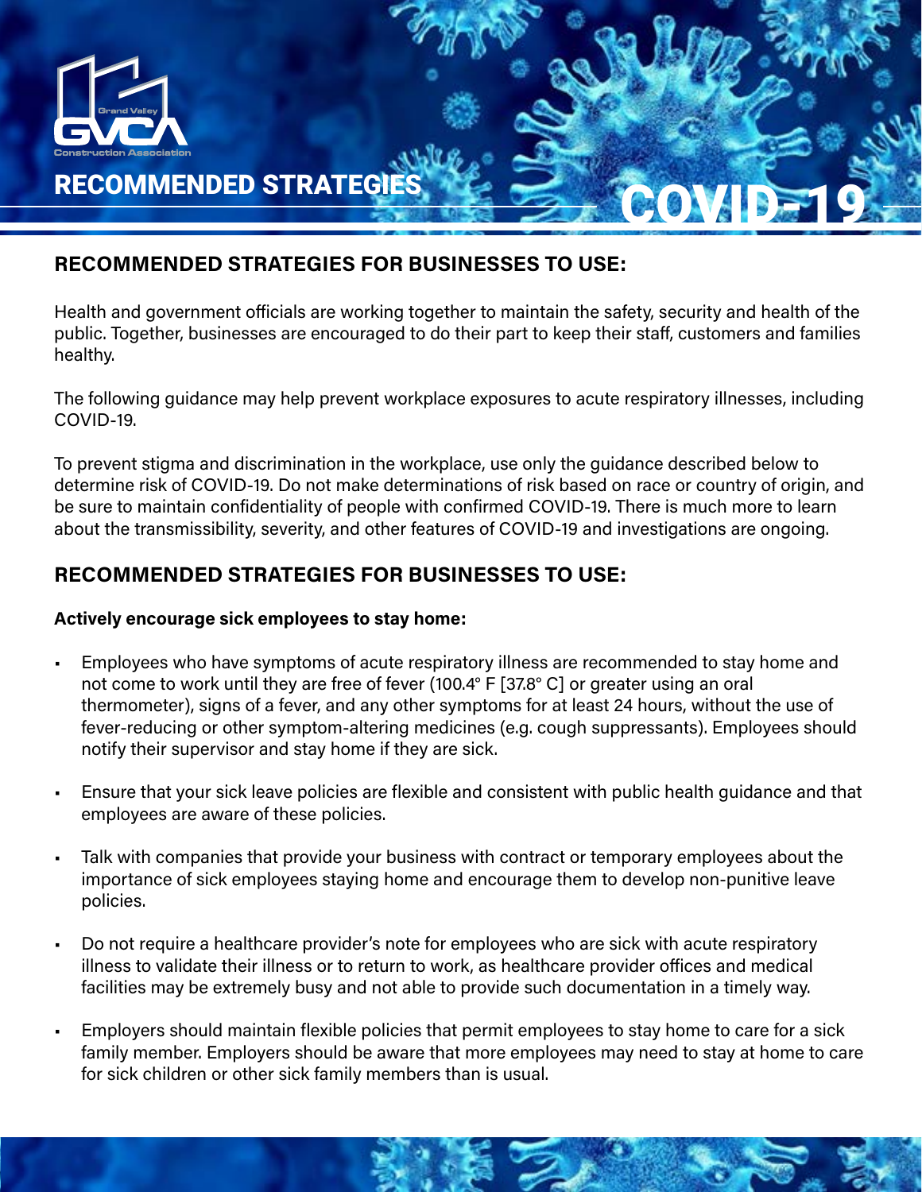Grand Valley
GVCA
Construction Association

# RECOMMENDED STRATEGIES

# COVID-19

## RECOMMENDED STRATEGIES FOR BUSINESSES TO USE:

Health and government officials are working together to maintain the safety, security and health of the public. Together, businesses are encouraged to do their part to keep their staff, customers and families healthy.

The following guidance may help prevent workplace exposures to acute respiratory illnesses, including COVID-19.

To prevent stigma and discrimination in the workplace, use only the guidance described below to determine risk of COVID-19. Do not make determinations of risk based on race or country of origin, and be sure to maintain confidentiality of people with confirmed COVID-19. There is much more to learn about the transmissibility, severity, and other features of COVID-19 and investigations are ongoing.

## RECOMMENDED STRATEGIES FOR BUSINESSES TO USE:

**Actively encourage sick employees to stay home:**

- Employees who have symptoms of acute respiratory illness are recommended to stay home and not come to work until they are free of fever (100.4° F [37.8° C] or greater using an oral thermometer), signs of a fever, and any other symptoms for at least 24 hours, without the use of fever-reducing or other symptom-altering medicines (e.g. cough suppressants). Employees should notify their supervisor and stay home if they are sick.

- Ensure that your sick leave policies are flexible and consistent with public health guidance and that employees are aware of these policies.

- Talk with companies that provide your business with contract or temporary employees about the importance of sick employees staying home and encourage them to develop non-punitive leave policies.

- Do not require a healthcare provider's note for employees who are sick with acute respiratory illness to validate their illness or to return to work, as healthcare provider offices and medical facilities may be extremely busy and not able to provide such documentation in a timely way.

- Employers should maintain flexible policies that permit employees to stay home to care for a sick family member. Employers should be aware that more employees may need to stay at home to care for sick children or other sick family members than is usual.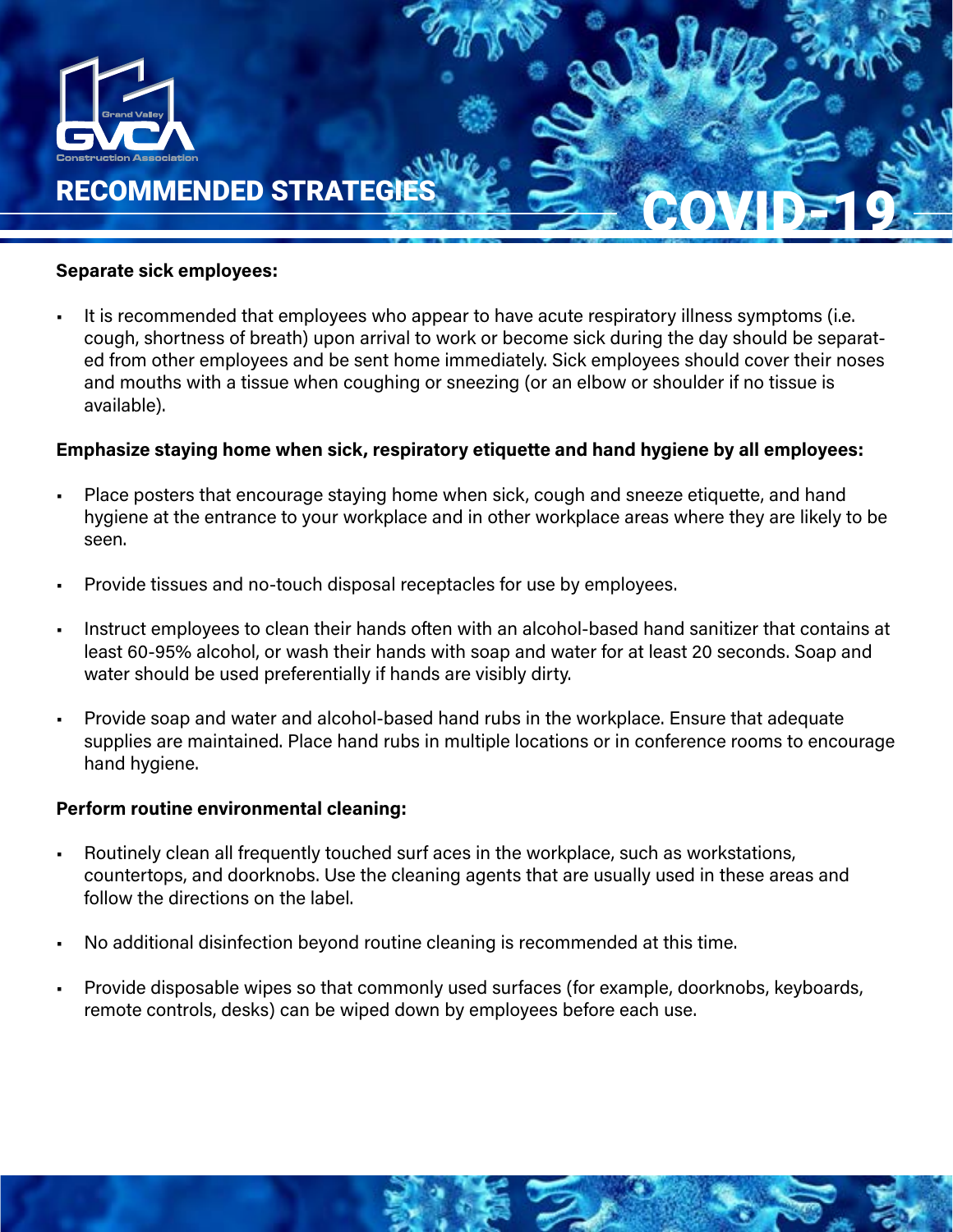## RECOMMENDED STRATEGIES

# COVID-19

**Separate sick employees:**

- It is recommended that employees who appear to have acute respiratory illness symptoms (i.e. cough, shortness of breath) upon arrival to work or become sick during the day should be separated from other employees and be sent home immediately. Sick employees should cover their noses and mouths with a tissue when coughing or sneezing (or an elbow or shoulder if no tissue is available).

**Emphasize staying home when sick, respiratory etiquette and hand hygiene by all employees:**

- Place posters that encourage staying home when sick, cough and sneeze etiquette, and hand hygiene at the entrance to your workplace and in other workplace areas where they are likely to be seen.
- Provide tissues and no-touch disposal receptacles for use by employees.
- Instruct employees to clean their hands often with an alcohol-based hand sanitizer that contains at least 60-95% alcohol, or wash their hands with soap and water for at least 20 seconds. Soap and water should be used preferentially if hands are visibly dirty.
- Provide soap and water and alcohol-based hand rubs in the workplace. Ensure that adequate supplies are maintained. Place hand rubs in multiple locations or in conference rooms to encourage hand hygiene.

**Perform routine environmental cleaning:**

- Routinely clean all frequently touched surf aces in the workplace, such as workstations, countertops, and doorknobs. Use the cleaning agents that are usually used in these areas and follow the directions on the label.
- No additional disinfection beyond routine cleaning is recommended at this time.
- Provide disposable wipes so that commonly used surfaces (for example, doorknobs, keyboards, remote controls, desks) can be wiped down by employees before each use.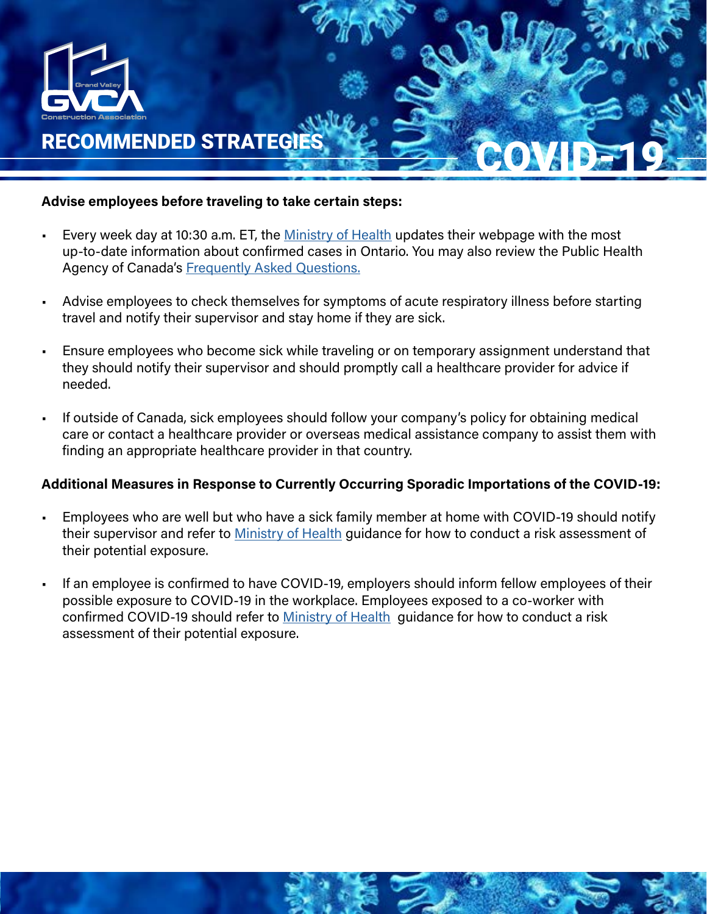# RECOMMENDED STRATEGIES COVID-19

**Advise employees before traveling to take certain steps:**

- Every week day at 10:30 a.m. ET, the Ministry of Health updates their webpage with the most up-to-date information about confirmed cases in Ontario. You may also review the Public Health Agency of Canada's Frequently Asked Questions.
- Advise employees to check themselves for symptoms of acute respiratory illness before starting travel and notify their supervisor and stay home if they are sick.
- Ensure employees who become sick while traveling or on temporary assignment understand that they should notify their supervisor and should promptly call a healthcare provider for advice if needed.
- If outside of Canada, sick employees should follow your company's policy for obtaining medical care or contact a healthcare provider or overseas medical assistance company to assist them with finding an appropriate healthcare provider in that country.

**Additional Measures in Response to Currently Occurring Sporadic Importations of the COVID-19:**

- Employees who are well but who have a sick family member at home with COVID-19 should notify their supervisor and refer to Ministry of Health guidance for how to conduct a risk assessment of their potential exposure.
- If an employee is confirmed to have COVID-19, employers should inform fellow employees of their possible exposure to COVID-19 in the workplace. Employees exposed to a co-worker with confirmed COVID-19 should refer to Ministry of Health guidance for how to conduct a risk assessment of their potential exposure.